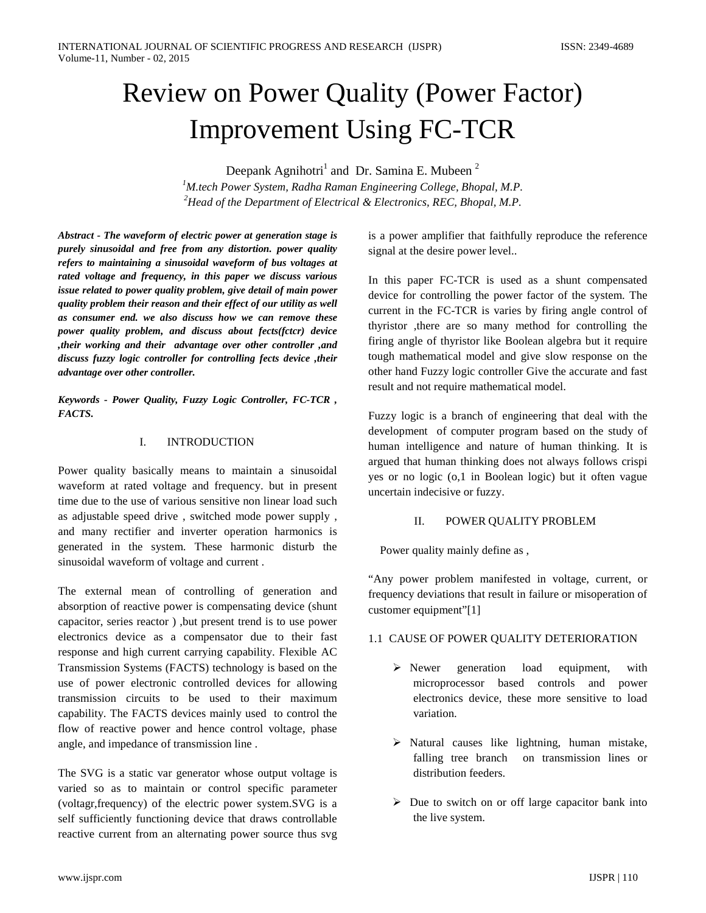# Review on Power Quality (Power Factor) Improvement Using FC-TCR

Deepank Agnihotri[1] and Dr. Samina E. Mubeen [2]

[1]*M.tech Power System, Radha Raman Engineering College, Bhopal, M.P.*

[2]*Head of the Department of Electrical & Electronics, REC, Bhopal, M.P.*

***Abstract - The waveform of electric power at generation stage is purely sinusoidal and free from any distortion. power quality refers to maintaining a sinusoidal waveform of bus voltages at rated voltage and frequency, in this paper we discuss various issue related to power quality problem, give detail of main power quality problem their reason and their effect of our utility as well as consumer end. we also discuss how we can remove these power quality problem, and discuss about fects(fctcr) device ,their working and their advantage over other controller ,and discuss fuzzy logic controller for controlling fects device ,their advantage over other controller.***

***Keywords - Power Quality, Fuzzy Logic Controller, FC-TCR , FACTS.***

## I. INTRODUCTION

Power quality basically means to maintain a sinusoidal waveform at rated voltage and frequency. but in present time due to the use of various sensitive non linear load such as adjustable speed drive , switched mode power supply , and many rectifier and inverter operation harmonics is generated in the system. These harmonic disturb the sinusoidal waveform of voltage and current .

The external mean of controlling of generation and absorption of reactive power is compensating device (shunt capacitor, series reactor ) ,but present trend is to use power electronics device as a compensator due to their fast response and high current carrying capability. Flexible AC Transmission Systems (FACTS) technology is based on the use of power electronic controlled devices for allowing transmission circuits to be used to their maximum capability. The FACTS devices mainly used to control the flow of reactive power and hence control voltage, phase angle, and impedance of transmission line .

The SVG is a static var generator whose output voltage is varied so as to maintain or control specific parameter (voltagr,frequency) of the electric power system.SVG is a self sufficiently functioning device that draws controllable reactive current from an alternating power source thus svg is a power amplifier that faithfully reproduce the reference signal at the desire power level..

In this paper FC-TCR is used as a shunt compensated device for controlling the power factor of the system. The current in the FC-TCR is varies by firing angle control of thyristor ,there are so many method for controlling the firing angle of thyristor like Boolean algebra but it require tough mathematical model and give slow response on the other hand Fuzzy logic controller Give the accurate and fast result and not require mathematical model.

Fuzzy logic is a branch of engineering that deal with the development of computer program based on the study of human intelligence and nature of human thinking. It is argued that human thinking does not always follows crispi yes or no logic (o,1 in Boolean logic) but it often vague uncertain indecisive or fuzzy.

## II. POWER QUALITY PROBLEM

Power quality mainly define as ,

"Any power problem manifested in voltage, current, or frequency deviations that result in failure or misoperation of customer equipment"[1]

### 1.1 CAUSE OF POWER QUALITY DETERIORATION

- Newer generation load equipment, with microprocessor based controls and power electronics device, these more sensitive to load variation.
- Natural causes like lightning, human mistake, falling tree branch on transmission lines or distribution feeders.
- Due to switch on or off large capacitor bank into the live system.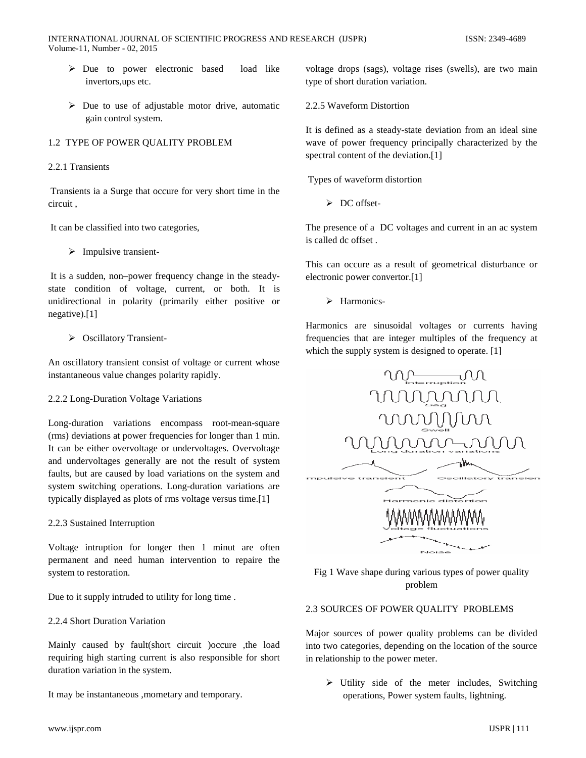- Due to power electronic based load like invertors,ups etc.
- Due to use of adjustable motor drive, automatic gain control system.

## 1.2 TYPE OF POWER QUALITY PROBLEM

### 2.2.1 Transients

Transients ia a Surge that occure for very short time in the circuit ,

It can be classified into two categories,

- Impulsive transient-

It is a sudden, non–power frequency change in the steady-state condition of voltage, current, or both. It is unidirectional in polarity (primarily either positive or negative).[1]

- Oscillatory Transient-

An oscillatory transient consist of voltage or current whose instantaneous value changes polarity rapidly.

### 2.2.2 Long-Duration Voltage Variations

Long-duration variations encompass root-mean-square (rms) deviations at power frequencies for longer than 1 min. It can be either overvoltage or undervoltages. Overvoltage and undervoltages generally are not the result of system faults, but are caused by load variations on the system and system switching operations. Long-duration variations are typically displayed as plots of rms voltage versus time.[1]

### 2.2.3 Sustained Interruption

Voltage intruption for longer then 1 minut are often permanent and need human intervention to repaire the system to restoration.

Due to it supply intruded to utility for long time .

### 2.2.4 Short Duration Variation

Mainly caused by fault(short circuit )occure ,the load requiring high starting current is also responsible for short duration variation in the system.

It may be instantaneous ,mometary and temporary.

voltage drops (sags), voltage rises (swells), are two main type of short duration variation.

### 2.2.5 Waveform Distortion

It is defined as a steady-state deviation from an ideal sine wave of power frequency principally characterized by the spectral content of the deviation.[1]

Types of waveform distortion

- DC offset-

The presence of a DC voltages and current in an ac system is called dc offset .

This can occure as a result of geometrical disturbance or electronic power convertor.[1]

- Harmonics-

Harmonics are sinusoidal voltages or currents having frequencies that are integer multiples of the frequency at which the supply system is designed to operate. [1]

Fig 1 Wave shape during various types of power quality problem

## 2.3 SOURCES OF POWER QUALITY PROBLEMS

Major sources of power quality problems can be divided into two categories, depending on the location of the source in relationship to the power meter.

- Utility side of the meter includes, Switching operations, Power system faults, lightning.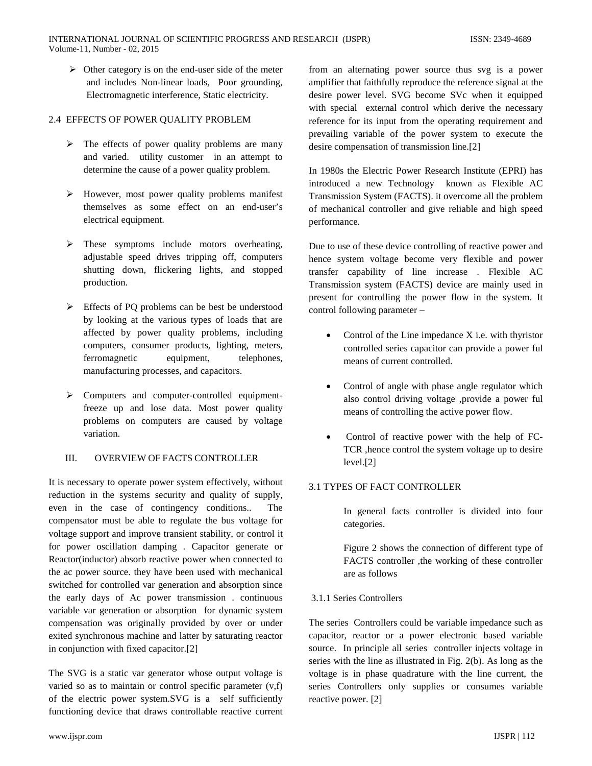- Other category is on the end-user side of the meter and includes Non-linear loads, Poor grounding, Electromagnetic interference, Static electricity.

## 2.4 EFFECTS OF POWER QUALITY PROBLEM

- The effects of power quality problems are many and varied. utility customer in an attempt to determine the cause of a power quality problem.
- However, most power quality problems manifest themselves as some effect on an end-user's electrical equipment.
- These symptoms include motors overheating, adjustable speed drives tripping off, computers shutting down, flickering lights, and stopped production.
- Effects of PQ problems can be best be understood by looking at the various types of loads that are affected by power quality problems, including computers, consumer products, lighting, meters, ferromagnetic equipment, telephones, manufacturing processes, and capacitors.
- Computers and computer-controlled equipment-freeze up and lose data. Most power quality problems on computers are caused by voltage variation.

# III. OVERVIEW OF FACTS CONTROLLER

It is necessary to operate power system effectively, without reduction in the systems security and quality of supply, even in the case of contingency conditions.. The compensator must be able to regulate the bus voltage for voltage support and improve transient stability, or control it for power oscillation damping . Capacitor generate or Reactor(inductor) absorb reactive power when connected to the ac power source. they have been used with mechanical switched for controlled var generation and absorption since the early days of Ac power transmission . continuous variable var generation or absorption for dynamic system compensation was originally provided by over or under exited synchronous machine and latter by saturating reactor in conjunction with fixed capacitor.[2]

The SVG is a static var generator whose output voltage is varied so as to maintain or control specific parameter (v,f) of the electric power system.SVG is a self sufficiently functioning device that draws controllable reactive current from an alternating power source thus svg is a power amplifier that faithfully reproduce the reference signal at the desire power level. SVG become SVc when it equipped with special external control which derive the necessary reference for its input from the operating requirement and prevailing variable of the power system to execute the desire compensation of transmission line.[2]

In 1980s the Electric Power Research Institute (EPRI) has introduced a new Technology known as Flexible AC Transmission System (FACTS). it overcome all the problem of mechanical controller and give reliable and high speed performance.

Due to use of these device controlling of reactive power and hence system voltage become very flexible and power transfer capability of line increase . Flexible AC Transmission system (FACTS) device are mainly used in present for controlling the power flow in the system. It control following parameter –

- Control of the Line impedance X i.e. with thyristor controlled series capacitor can provide a power ful means of current controlled.
- Control of angle with phase angle regulator which also control driving voltage ,provide a power ful means of controlling the active power flow.
- Control of reactive power with the help of FC-TCR ,hence control the system voltage up to desire level.[2]

## 3.1 TYPES OF FACT CONTROLLER

In general facts controller is divided into four categories.

Figure 2 shows the connection of different type of FACTS controller ,the working of these controller are as follows

### 3.1.1 Series Controllers

The series Controllers could be variable impedance such as capacitor, reactor or a power electronic based variable source. In principle all series controller injects voltage in series with the line as illustrated in Fig. 2(b). As long as the voltage is in phase quadrature with the line current, the series Controllers only supplies or consumes variable reactive power. [2]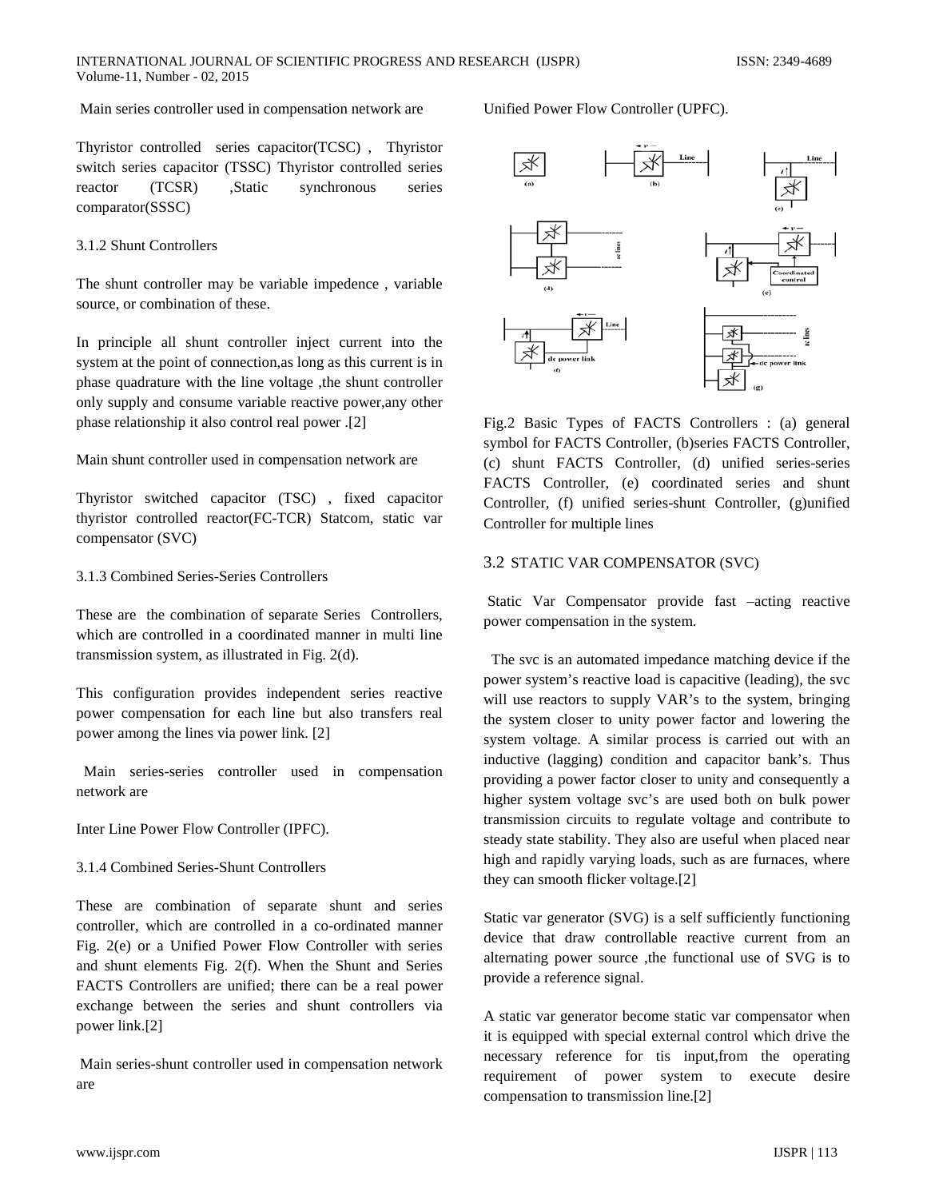Main series controller used in compensation network are

Thyristor controlled series capacitor(TCSC) , Thyristor switch series capacitor (TSSC) Thyristor controlled series reactor (TCSR) ,Static synchronous series comparator(SSSC)

3.1.2 Shunt Controllers

The shunt controller may be variable impedence , variable source, or combination of these.

In principle all shunt controller inject current into the system at the point of connection,as long as this current is in phase quadrature with the line voltage ,the shunt controller only supply and consume variable reactive power,any other phase relationship it also control real power .[2]

Main shunt controller used in compensation network are

Thyristor switched capacitor (TSC) , fixed capacitor thyristor controlled reactor(FC-TCR) Statcom, static var compensator (SVC)

3.1.3 Combined Series-Series Controllers

These are the combination of separate Series Controllers, which are controlled in a coordinated manner in multi line transmission system, as illustrated in Fig. 2(d).

This configuration provides independent series reactive power compensation for each line but also transfers real power among the lines via power link. [2]

Main series-series controller used in compensation network are

Inter Line Power Flow Controller (IPFC).

3.1.4 Combined Series-Shunt Controllers

These are combination of separate shunt and series controller, which are controlled in a co-ordinated manner Fig. 2(e) or a Unified Power Flow Controller with series and shunt elements Fig. 2(f). When the Shunt and Series FACTS Controllers are unified; there can be a real power exchange between the series and shunt controllers via power link.[2]

Main series-shunt controller used in compensation network are

Unified Power Flow Controller (UPFC).

Fig.2 Basic Types of FACTS Controllers : (a) general symbol for FACTS Controller, (b)series FACTS Controller, (c) shunt FACTS Controller, (d) unified series-series FACTS Controller, (e) coordinated series and shunt Controller, (f) unified series-shunt Controller, (g)unified Controller for multiple lines

3.2 STATIC VAR COMPENSATOR (SVC)

Static Var Compensator provide fast –acting reactive power compensation in the system.

The svc is an automated impedance matching device if the power system's reactive load is capacitive (leading), the svc will use reactors to supply VAR's to the system, bringing the system closer to unity power factor and lowering the system voltage. A similar process is carried out with an inductive (lagging) condition and capacitor bank's. Thus providing a power factor closer to unity and consequently a higher system voltage svc's are used both on bulk power transmission circuits to regulate voltage and contribute to steady state stability. They also are useful when placed near high and rapidly varying loads, such as are furnaces, where they can smooth flicker voltage.[2]

Static var generator (SVG) is a self sufficiently functioning device that draw controllable reactive current from an alternating power source ,the functional use of SVG is to provide a reference signal.

A static var generator become static var compensator when it is equipped with special external control which drive the necessary reference for tis input,from the operating requirement of power system to execute desire compensation to transmission line.[2]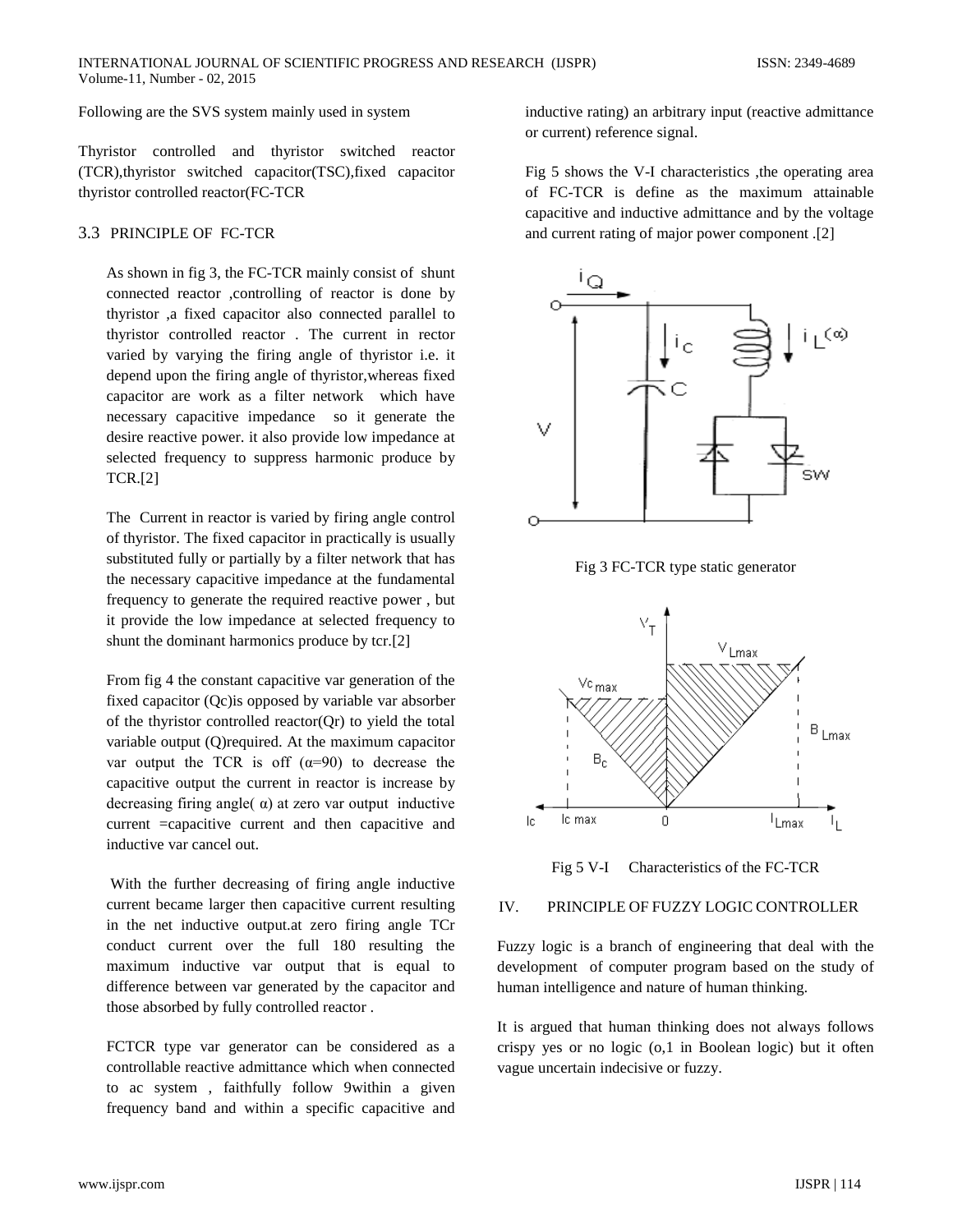Following are the SVS system mainly used in system

Thyristor controlled and thyristor switched reactor (TCR),thyristor switched capacitor(TSC),fixed capacitor thyristor controlled reactor(FC-TCR

### 3.3 PRINCIPLE OF FC-TCR

As shown in fig 3, the FC-TCR mainly consist of shunt connected reactor ,controlling of reactor is done by thyristor ,a fixed capacitor also connected parallel to thyristor controlled reactor . The current in rector varied by varying the firing angle of thyristor i.e. it depend upon the firing angle of thyristor,whereas fixed capacitor are work as a filter network which have necessary capacitive impedance so it generate the desire reactive power. it also provide low impedance at selected frequency to suppress harmonic produce by TCR.[2]

The Current in reactor is varied by firing angle control of thyristor. The fixed capacitor in practically is usually substituted fully or partially by a filter network that has the necessary capacitive impedance at the fundamental frequency to generate the required reactive power , but it provide the low impedance at selected frequency to shunt the dominant harmonics produce by tcr.[2]

From fig 4 the constant capacitive var generation of the fixed capacitor (Qc)is opposed by variable var absorber of the thyristor controlled reactor(Qr) to yield the total variable output (Q)required. At the maximum capacitor var output the TCR is off ($\alpha$=90) to decrease the capacitive output the current in reactor is increase by decreasing firing angle( $\alpha$) at zero var output inductive current =capacitive current and then capacitive and inductive var cancel out.

With the further decreasing of firing angle inductive current became larger then capacitive current resulting in the net inductive output.at zero firing angle TCr conduct current over the full 180 resulting the maximum inductive var output that is equal to difference between var generated by the capacitor and those absorbed by fully controlled reactor .

FCTCR type var generator can be considered as a controllable reactive admittance which when connected to ac system , faithfully follow 9within a given frequency band and within a specific capacitive and inductive rating) an arbitrary input (reactive admittance or current) reference signal.

Fig 5 shows the V-I characteristics ,the operating area of FC-TCR is define as the maximum attainable capacitive and inductive admittance and by the voltage and current rating of major power component .[2]

Fig 3 FC-TCR type static generator

Fig 5 V-I Characteristics of the FC-TCR

## IV. PRINCIPLE OF FUZZY LOGIC CONTROLLER

Fuzzy logic is a branch of engineering that deal with the development of computer program based on the study of human intelligence and nature of human thinking.

It is argued that human thinking does not always follows crispy yes or no logic (o,1 in Boolean logic) but it often vague uncertain indecisive or fuzzy.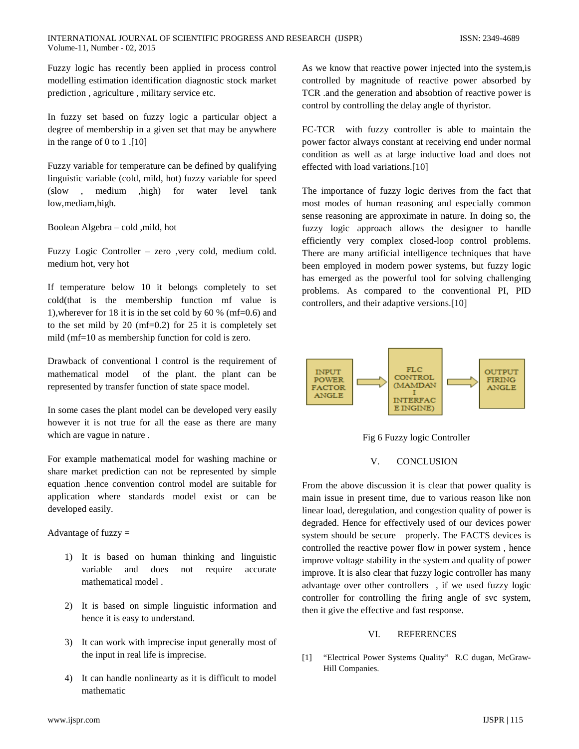Fuzzy logic has recently been applied in process control modelling estimation identification diagnostic stock market prediction , agriculture , military service etc.

In fuzzy set based on fuzzy logic a particular object a degree of membership in a given set that may be anywhere in the range of 0 to 1 .[10]

Fuzzy variable for temperature can be defined by qualifying linguistic variable (cold, mild, hot) fuzzy variable for speed (slow , medium ,high) for water level tank low,mediam,high.

Boolean Algebra – cold ,mild, hot

Fuzzy Logic Controller – zero ,very cold, medium cold. medium hot, very hot

If temperature below 10 it belongs completely to set cold(that is the membership function mf value is 1),wherever for 18 it is in the set cold by 60 % (mf=0.6) and to the set mild by 20 (mf=0.2) for 25 it is completely set mild (mf=10 as membership function for cold is zero.

Drawback of conventional l control is the requirement of mathematical model of the plant. the plant can be represented by transfer function of state space model.

In some cases the plant model can be developed very easily however it is not true for all the ease as there are many which are vague in nature .

For example mathematical model for washing machine or share market prediction can not be represented by simple equation .hence convention control model are suitable for application where standards model exist or can be developed easily.

Advantage of fuzzy =

1) It is based on human thinking and linguistic variable and does not require accurate mathematical model .

2) It is based on simple linguistic information and hence it is easy to understand.

3) It can work with imprecise input generally most of the input in real life is imprecise.

4) It can handle nonlinearty as it is difficult to model mathematic

As we know that reactive power injected into the system,is controlled by magnitude of reactive power absorbed by TCR .and the generation and absobtion of reactive power is control by controlling the delay angle of thyristor.

FC-TCR with fuzzy controller is able to maintain the power factor always constant at receiving end under normal condition as well as at large inductive load and does not effected with load variations.[10]

The importance of fuzzy logic derives from the fact that most modes of human reasoning and especially common sense reasoning are approximate in nature. In doing so, the fuzzy logic approach allows the designer to handle efficiently very complex closed-loop control problems. There are many artificial intelligence techniques that have been employed in modern power systems, but fuzzy logic has emerged as the powerful tool for solving challenging problems. As compared to the conventional PI, PID controllers, and their adaptive versions.[10]

INPUT POWER FACTOR ANGLE → FLC CONTROL (MAMDANI INTERFACE INGINE) → OUTPUT FIRING ANGLE

Fig 6 Fuzzy logic Controller

## V. CONCLUSION

From the above discussion it is clear that power quality is main issue in present time, due to various reason like non linear load, deregulation, and congestion quality of power is degraded. Hence for effectively used of our devices power system should be secure properly. The FACTS devices is controlled the reactive power flow in power system , hence improve voltage stability in the system and quality of power improve. It is also clear that fuzzy logic controller has many advantage over other controllers , if we used fuzzy logic controller for controlling the firing angle of svc system, then it give the effective and fast response.

## VI. REFERENCES

[1] "Electrical Power Systems Quality" R.C dugan, McGraw-Hill Companies.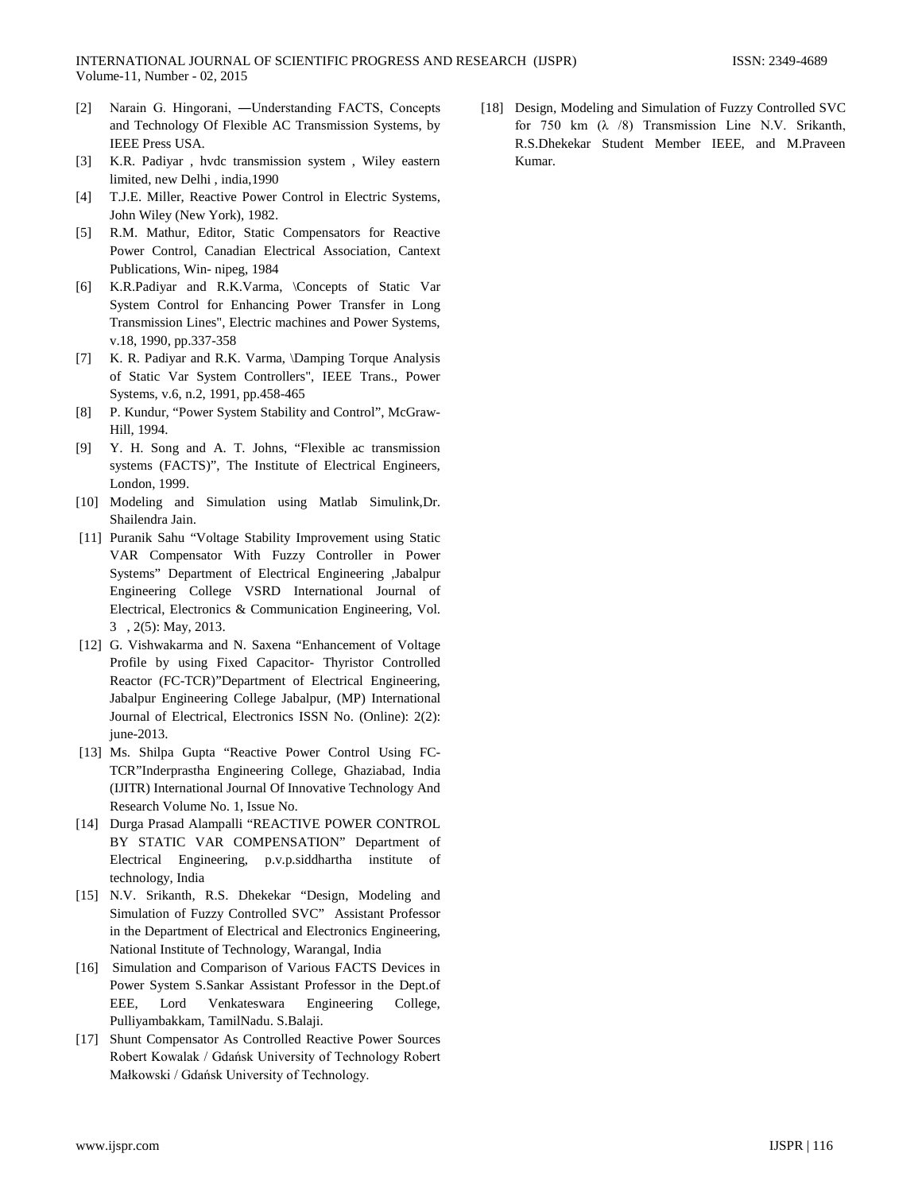[2] Narain G. Hingorani, ―Understanding FACTS, Concepts and Technology Of Flexible AC Transmission Systems, by IEEE Press USA.

[3] K.R. Padiyar , hvdc transmission system , Wiley eastern limited, new Delhi , india,1990

[4] T.J.E. Miller, Reactive Power Control in Electric Systems, John Wiley (New York), 1982.

[5] R.M. Mathur, Editor, Static Compensators for Reactive Power Control, Canadian Electrical Association, Cantext Publications, Win- nipeg, 1984

[6] K.R.Padiyar and R.K.Varma, \Concepts of Static Var System Control for Enhancing Power Transfer in Long Transmission Lines", Electric machines and Power Systems, v.18, 1990, pp.337-358

[7] K. R. Padiyar and R.K. Varma, \Damping Torque Analysis of Static Var System Controllers", IEEE Trans., Power Systems, v.6, n.2, 1991, pp.458-465

[8] P. Kundur, "Power System Stability and Control", McGraw-Hill, 1994.

[9] Y. H. Song and A. T. Johns, "Flexible ac transmission systems (FACTS)", The Institute of Electrical Engineers, London, 1999.

[10] Modeling and Simulation using Matlab Simulink,Dr. Shailendra Jain.

[11] Puranik Sahu "Voltage Stability Improvement using Static VAR Compensator With Fuzzy Controller in Power Systems" Department of Electrical Engineering ,Jabalpur Engineering College VSRD International Journal of Electrical, Electronics & Communication Engineering, Vol. 3 , 2(5): May, 2013.

[12] G. Vishwakarma and N. Saxena "Enhancement of Voltage Profile by using Fixed Capacitor- Thyristor Controlled Reactor (FC-TCR)"Department of Electrical Engineering, Jabalpur Engineering College Jabalpur, (MP) International Journal of Electrical, Electronics ISSN No. (Online): 2(2): june-2013.

[13] Ms. Shilpa Gupta "Reactive Power Control Using FC-TCR"Inderprastha Engineering College, Ghaziabad, India (IJITR) International Journal Of Innovative Technology And Research Volume No. 1, Issue No.

[14] Durga Prasad Alampalli "REACTIVE POWER CONTROL BY STATIC VAR COMPENSATION" Department of Electrical Engineering, p.v.p.siddhartha institute of technology, India

[15] N.V. Srikanth, R.S. Dhekekar "Design, Modeling and Simulation of Fuzzy Controlled SVC" Assistant Professor in the Department of Electrical and Electronics Engineering, National Institute of Technology, Warangal, India

[16] Simulation and Comparison of Various FACTS Devices in Power System S.Sankar Assistant Professor in the Dept.of EEE, Lord Venkateswara Engineering College, Pulliyambakkam, TamilNadu. S.Balaji.

[17] Shunt Compensator As Controlled Reactive Power Sources Robert Kowalak / Gdańsk University of Technology Robert Małkowski / Gdańsk University of Technology.

[18] Design, Modeling and Simulation of Fuzzy Controlled SVC for 750 km ($\lambda$ /8) Transmission Line N.V. Srikanth, R.S.Dhekekar Student Member IEEE, and M.Praveen Kumar.